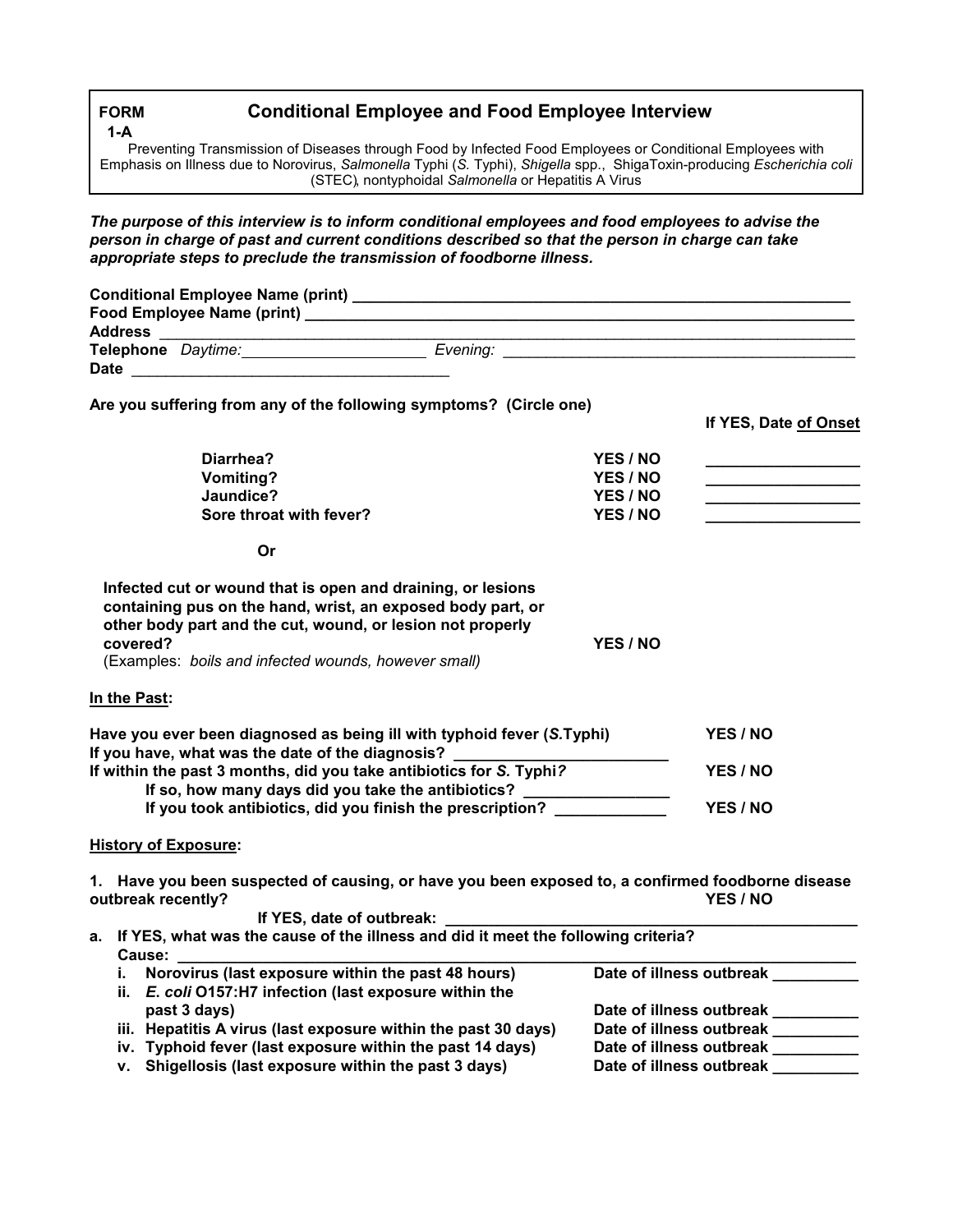**FORM 1-A**

# Conditional Employee and Food Employee Interview

Preventing Transmission of Diseases through Food by Infected Food Employees or Conditional Employees with Emphasis on Illness due to Norovirus, *Salmonella* Typhi (*S.* Typhi), *Shigella* spp., ShigaToxin-producing *Escherichia coli* (STEC), nontyphoidal *Salmonella* or Hepatitis A Virus

***The purpose of this interview is to inform conditional employees and food employees to advise the person in charge of past and current conditions described so that the person in charge can take appropriate steps to preclude the transmission of foodborne illness.***

**Conditional Employee Name (print)** ______________________________

**Food Employee Name (print)** ______________________________

**Address** ______________________________

**Telephone** *Daytime:* ____________ *Evening:* ____________

**Date** ______________________________

**Are you suffering from any of the following symptoms? (Circle one)**

| | | **If YES, Date of Onset** |
|---|---|---|
| **Diarrhea?** | **YES / NO** | ____________ |
| **Vomiting?** | **YES / NO** | ____________ |
| **Jaundice?** | **YES / NO** | ____________ |
| **Sore throat with fever?** | **YES / NO** | ____________ |

**Or**

**Infected cut or wound that is open and draining, or lesions containing pus on the hand, wrist, an exposed body part, or other body part and the cut, wound, or lesion not properly covered?** **YES / NO**
(Examples: *boils and infected wounds, however small*)

**In the Past:**

**Have you ever been diagnosed as being ill with typhoid fever (*S.*Typhi)** **YES / NO**
**If you have, what was the date of the diagnosis?** ____________
**If within the past 3 months, did you take antibiotics for *S.* Typhi*?*** **YES / NO**
**If so, how many days did you take the antibiotics?** ____________
**If you took antibiotics, did you finish the prescription?** ____________ **YES / NO**

**History of Exposure:**

**1. Have you been suspected of causing, or have you been exposed to, a confirmed foodborne disease outbreak recently?** **YES / NO**

**If YES, date of outbreak:** ______________________________

**a. If YES, what was the cause of the illness and did it meet the following criteria?**
**Cause:** ______________________________

- **i. Norovirus (last exposure within the past 48 hours)** — **Date of illness outbreak** __________
- **ii. *E. coli* O157:H7 infection (last exposure within the past 3 days)** — **Date of illness outbreak** __________
- **iii. Hepatitis A virus (last exposure within the past 30 days)** — **Date of illness outbreak** __________
- **iv. Typhoid fever (last exposure within the past 14 days)** — **Date of illness outbreak** __________
- **v. Shigellosis (last exposure within the past 3 days)** — **Date of illness outbreak** __________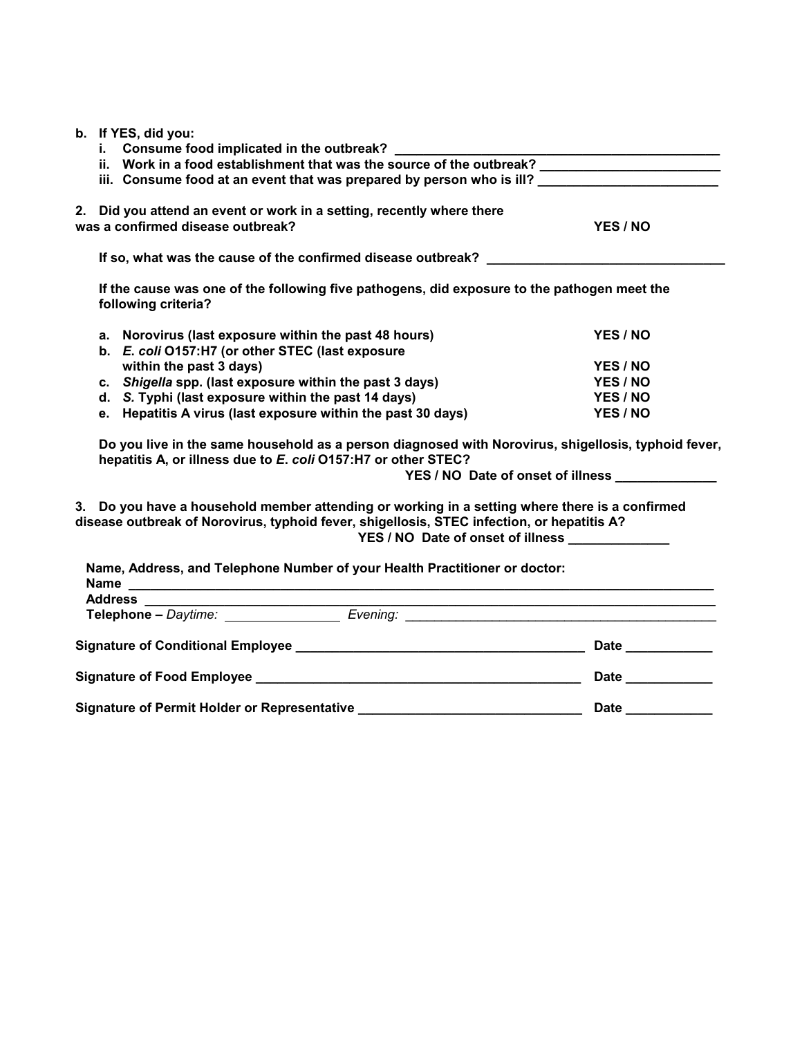**b. If YES, did you:**

**i. Consume food implicated in the outbreak? ______________________________________________**

**ii. Work in a food establishment that was the source of the outbreak? _________________________**

**iii. Consume food at an event that was prepared by person who is ill? _________________________**

**2. Did you attend an event or work in a setting, recently where there was a confirmed disease outbreak?** **YES / NO**

**If so, what was the cause of the confirmed disease outbreak? _________________________________**

**If the cause was one of the following five pathogens, did exposure to the pathogen meet the following criteria?**

| | |
|---|---|
| **a. Norovirus (last exposure within the past 48 hours)** | **YES / NO** |
| **b. *E. coli* O157:H7 (or other STEC (last exposure within the past 3 days)** | **YES / NO** |
| **c. *Shigella* spp. (last exposure within the past 3 days)** | **YES / NO** |
| **d. *S.* Typhi (last exposure within the past 14 days)** | **YES / NO** |
| **e. Hepatitis A virus (last exposure within the past 30 days)** | **YES / NO** |

**Do you live in the same household as a person diagnosed with Norovirus, shigellosis, typhoid fever, hepatitis A, or illness due to *E. coli* O157:H7 or other STEC?**

**YES / NO Date of onset of illness ______________**

**3. Do you have a household member attending or working in a setting where there is a confirmed disease outbreak of Norovirus, typhoid fever, shigellosis, STEC infection, or hepatitis A?**

**YES / NO Date of onset of illness ______________**

**Name, Address, and Telephone Number of your Health Practitioner or doctor:**

**Name** ______________________________________________________________________________

**Address** ____________________________________________________________________________

**Telephone –** *Daytime:* ________________ *Evening:* ____________________________________________

**Signature of Conditional Employee** ________________________________________ **Date** ____________

**Signature of Food Employee** ______________________________________________ **Date** ____________

**Signature of Permit Holder or Representative** ______________________________ **Date** ____________